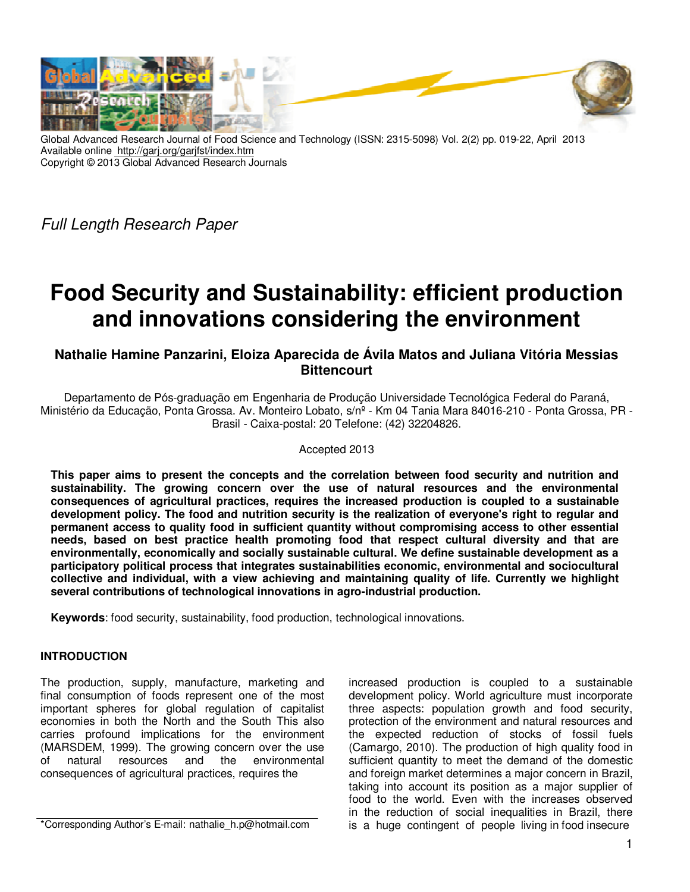Global Advanced Research Journal of Food Science and Technology (ISSN: 2315-5098) Vol. 2(2) pp. 019-22, April 2013
Available online http://garj.org/garjfst/index.htm
Copyright © 2013 Global Advanced Research Journals

*Full Length Research Paper*

# Food Security and Sustainability: efficient production and innovations considering the environment

**Nathalie Hamine Panzarini, Eloiza Aparecida de Ávila Matos and Juliana Vitória Messias Bittencourt**

Departamento de Pós-graduação em Engenharia de Produção Universidade Tecnológica Federal do Paraná, Ministério da Educação, Ponta Grossa. Av. Monteiro Lobato, s/nº - Km 04 Tania Mara 84016-210 - Ponta Grossa, PR - Brasil - Caixa-postal: 20 Telefone: (42) 32204826.

Accepted 2013

**This paper aims to present the concepts and the correlation between food security and nutrition and sustainability. The growing concern over the use of natural resources and the environmental consequences of agricultural practices, requires the increased production is coupled to a sustainable development policy. The food and nutrition security is the realization of everyone's right to regular and permanent access to quality food in sufficient quantity without compromising access to other essential needs, based on best practice health promoting food that respect cultural diversity and that are environmentally, economically and socially sustainable cultural. We define sustainable development as a participatory political process that integrates sustainabilities economic, environmental and sociocultural collective and individual, with a view achieving and maintaining quality of life. Currently we highlight several contributions of technological innovations in agro-industrial production.**

**Keywords**: food security, sustainability, food production, technological innovations.

## INTRODUCTION

The production, supply, manufacture, marketing and final consumption of foods represent one of the most important spheres for global regulation of capitalist economies in both the North and the South This also carries profound implications for the environment (MARSDEM, 1999). The growing concern over the use of natural resources and the environmental consequences of agricultural practices, requires the increased production is coupled to a sustainable development policy. World agriculture must incorporate three aspects: population growth and food security, protection of the environment and natural resources and the expected reduction of stocks of fossil fuels (Camargo, 2010). The production of high quality food in sufficient quantity to meet the demand of the domestic and foreign market determines a major concern in Brazil, taking into account its position as a major supplier of food to the world. Even with the increases observed in the reduction of social inequalities in Brazil, there is a huge contingent of people living in food insecure

*Corresponding Author's E-mail: nathalie_h.p@hotmail.com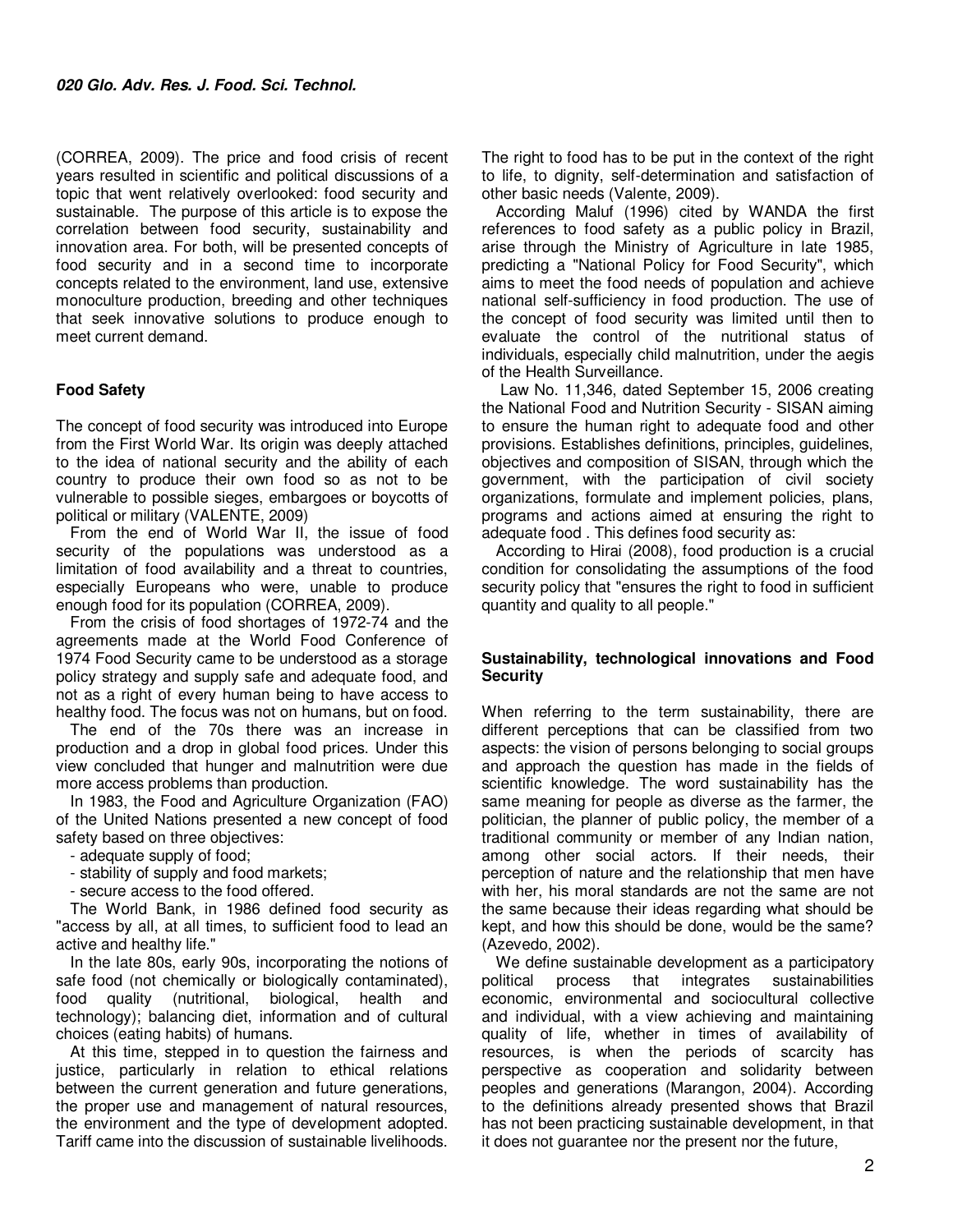(CORREA, 2009). The price and food crisis of recent years resulted in scientific and political discussions of a topic that went relatively overlooked: food security and sustainable. The purpose of this article is to expose the correlation between food security, sustainability and innovation area. For both, will be presented concepts of food security and in a second time to incorporate concepts related to the environment, land use, extensive monoculture production, breeding and other techniques that seek innovative solutions to produce enough to meet current demand.

## Food Safety

The concept of food security was introduced into Europe from the First World War. Its origin was deeply attached to the idea of national security and the ability of each country to produce their own food so as not to be vulnerable to possible sieges, embargoes or boycotts of political or military (VALENTE, 2009)

From the end of World War II, the issue of food security of the populations was understood as a limitation of food availability and a threat to countries, especially Europeans who were, unable to produce enough food for its population (CORREA, 2009).

From the crisis of food shortages of 1972-74 and the agreements made at the World Food Conference of 1974 Food Security came to be understood as a storage policy strategy and supply safe and adequate food, and not as a right of every human being to have access to healthy food. The focus was not on humans, but on food.

The end of the 70s there was an increase in production and a drop in global food prices. Under this view concluded that hunger and malnutrition were due more access problems than production.

In 1983, the Food and Agriculture Organization (FAO) of the United Nations presented a new concept of food safety based on three objectives:

- adequate supply of food;
- stability of supply and food markets;
- secure access to the food offered.

The World Bank, in 1986 defined food security as "access by all, at all times, to sufficient food to lead an active and healthy life."

In the late 80s, early 90s, incorporating the notions of safe food (not chemically or biologically contaminated), food quality (nutritional, biological, health and technology); balancing diet, information and of cultural choices (eating habits) of humans.

At this time, stepped in to question the fairness and justice, particularly in relation to ethical relations between the current generation and future generations, the proper use and management of natural resources, the environment and the type of development adopted. Tariff came into the discussion of sustainable livelihoods. The right to food has to be put in the context of the right to life, to dignity, self-determination and satisfaction of other basic needs (Valente, 2009).

According Maluf (1996) cited by WANDA the first references to food safety as a public policy in Brazil, arise through the Ministry of Agriculture in late 1985, predicting a "National Policy for Food Security", which aims to meet the food needs of population and achieve national self-sufficiency in food production. The use of the concept of food security was limited until then to evaluate the control of the nutritional status of individuals, especially child malnutrition, under the aegis of the Health Surveillance.

Law No. 11,346, dated September 15, 2006 creating the National Food and Nutrition Security - SISAN aiming to ensure the human right to adequate food and other provisions. Establishes definitions, principles, guidelines, objectives and composition of SISAN, through which the government, with the participation of civil society organizations, formulate and implement policies, plans, programs and actions aimed at ensuring the right to adequate food . This defines food security as:

According to Hirai (2008), food production is a crucial condition for consolidating the assumptions of the food security policy that "ensures the right to food in sufficient quantity and quality to all people."

## Sustainability, technological innovations and Food Security

When referring to the term sustainability, there are different perceptions that can be classified from two aspects: the vision of persons belonging to social groups and approach the question has made in the fields of scientific knowledge. The word sustainability has the same meaning for people as diverse as the farmer, the politician, the planner of public policy, the member of a traditional community or member of any Indian nation, among other social actors. If their needs, their perception of nature and the relationship that men have with her, his moral standards are not the same are not the same because their ideas regarding what should be kept, and how this should be done, would be the same? (Azevedo, 2002).

We define sustainable development as a participatory political process that integrates sustainabilities economic, environmental and sociocultural collective and individual, with a view achieving and maintaining quality of life, whether in times of availability of resources, is when the periods of scarcity has perspective as cooperation and solidarity between peoples and generations (Marangon, 2004). According to the definitions already presented shows that Brazil has not been practicing sustainable development, in that it does not guarantee nor the present nor the future,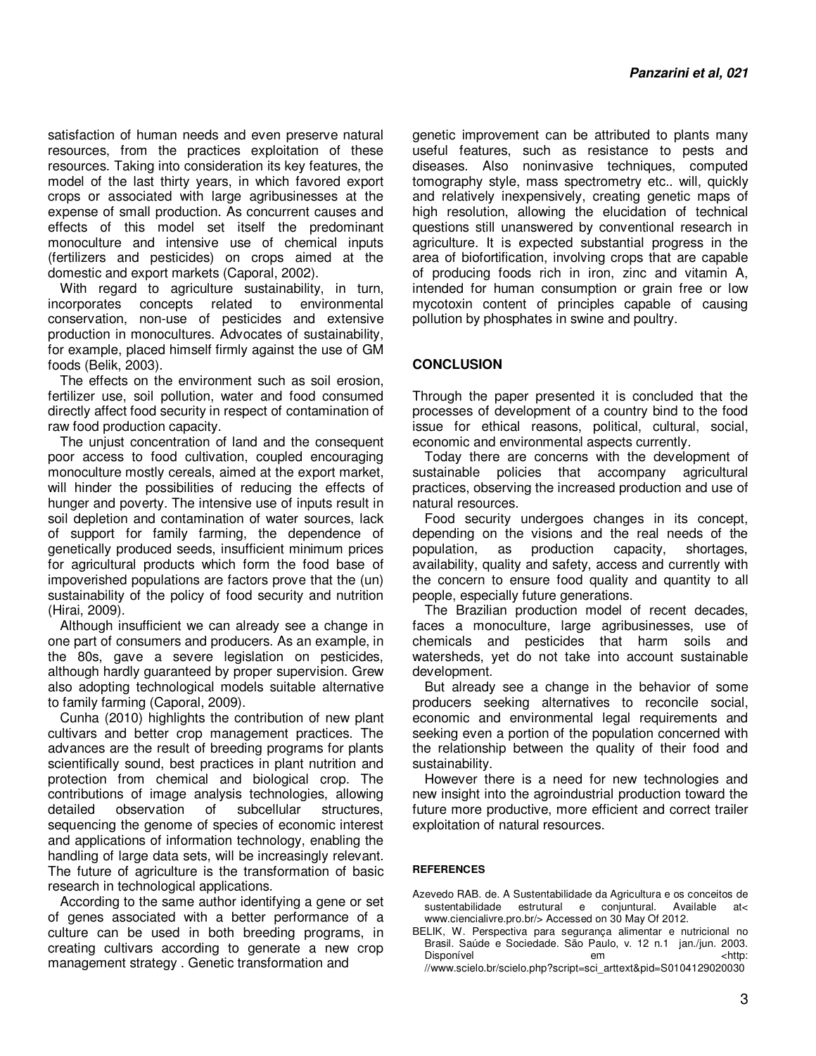satisfaction of human needs and even preserve natural resources, from the practices exploitation of these resources. Taking into consideration its key features, the model of the last thirty years, in which favored export crops or associated with large agribusinesses at the expense of small production. As concurrent causes and effects of this model set itself the predominant monoculture and intensive use of chemical inputs (fertilizers and pesticides) on crops aimed at the domestic and export markets (Caporal, 2002).

With regard to agriculture sustainability, in turn, incorporates concepts related to environmental conservation, non-use of pesticides and extensive production in monocultures. Advocates of sustainability, for example, placed himself firmly against the use of GM foods (Belik, 2003).

The effects on the environment such as soil erosion, fertilizer use, soil pollution, water and food consumed directly affect food security in respect of contamination of raw food production capacity.

The unjust concentration of land and the consequent poor access to food cultivation, coupled encouraging monoculture mostly cereals, aimed at the export market, will hinder the possibilities of reducing the effects of hunger and poverty. The intensive use of inputs result in soil depletion and contamination of water sources, lack of support for family farming, the dependence of genetically produced seeds, insufficient minimum prices for agricultural products which form the food base of impoverished populations are factors prove that the (un) sustainability of the policy of food security and nutrition (Hirai, 2009).

Although insufficient we can already see a change in one part of consumers and producers. As an example, in the 80s, gave a severe legislation on pesticides, although hardly guaranteed by proper supervision. Grew also adopting technological models suitable alternative to family farming (Caporal, 2009).

Cunha (2010) highlights the contribution of new plant cultivars and better crop management practices. The advances are the result of breeding programs for plants scientifically sound, best practices in plant nutrition and protection from chemical and biological crop. The contributions of image analysis technologies, allowing detailed observation of subcellular structures, sequencing the genome of species of economic interest and applications of information technology, enabling the handling of large data sets, will be increasingly relevant. The future of agriculture is the transformation of basic research in technological applications.

According to the same author identifying a gene or set of genes associated with a better performance of a culture can be used in both breeding programs, in creating cultivars according to generate a new crop management strategy . Genetic transformation and genetic improvement can be attributed to plants many useful features, such as resistance to pests and diseases. Also noninvasive techniques, computed tomography style, mass spectrometry etc.. will, quickly and relatively inexpensively, creating genetic maps of high resolution, allowing the elucidation of technical questions still unanswered by conventional research in agriculture. It is expected substantial progress in the area of biofortification, involving crops that are capable of producing foods rich in iron, zinc and vitamin A, intended for human consumption or grain free or low mycotoxin content of principles capable of causing pollution by phosphates in swine and poultry.

## CONCLUSION

Through the paper presented it is concluded that the processes of development of a country bind to the food issue for ethical reasons, political, cultural, social, economic and environmental aspects currently.

Today there are concerns with the development of sustainable policies that accompany agricultural practices, observing the increased production and use of natural resources.

Food security undergoes changes in its concept, depending on the visions and the real needs of the population, as production capacity, shortages, availability, quality and safety, access and currently with the concern to ensure food quality and quantity to all people, especially future generations.

The Brazilian production model of recent decades, faces a monoculture, large agribusinesses, use of chemicals and pesticides that harm soils and watersheds, yet do not take into account sustainable development.

But already see a change in the behavior of some producers seeking alternatives to reconcile social, economic and environmental legal requirements and seeking even a portion of the population concerned with the relationship between the quality of their food and sustainability.

However there is a need for new technologies and new insight into the agroindustrial production toward the future more productive, more efficient and correct trailer exploitation of natural resources.

## REFERENCES

Azevedo RAB. de. A Sustentabilidade da Agricultura e os conceitos de sustentabilidade estrutural e conjuntural. Available at< www.ciencialivre.pro.br/> Accessed on 30 May Of 2012.

BELIK, W. Perspectiva para segurança alimentar e nutricional no Brasil. Saúde e Sociedade. São Paulo, v. 12 n.1 jan./jun. 2003. Disponível em <http: //www.scielo.br/scielo.php?script=sci_arttext&pid=S0104129020030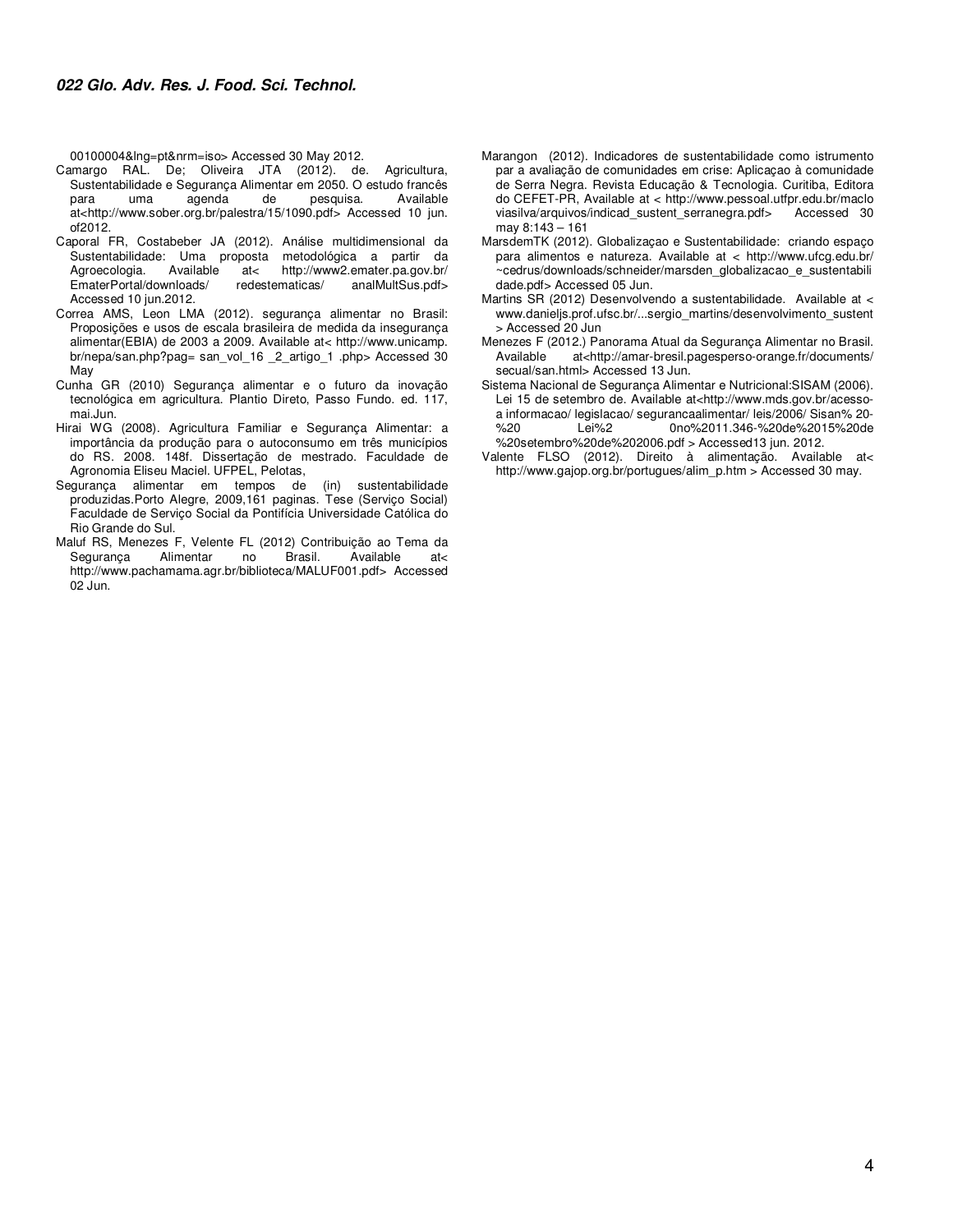00100004&lng=pt&nrm=iso> Accessed 30 May 2012.

Camargo RAL. De; Oliveira JTA (2012). de. Agricultura, Sustentabilidade e Segurança Alimentar em 2050. O estudo francês para uma agenda de pesquisa. Available at<http://www.sober.org.br/palestra/15/1090.pdf> Accessed 10 jun. of2012.

Caporal FR, Costabeber JA (2012). Análise multidimensional da Sustentabilidade: Uma proposta metodológica a partir da Agroecologia. Available at< http://www2.emater.pa.gov.br/ EmaterPortal/downloads/ redestematicas/ analMultSus.pdf> Accessed 10 jun.2012.

Correa AMS, Leon LMA (2012). segurança alimentar no Brasil: Proposições e usos de escala brasileira de medida da insegurança alimentar(EBIA) de 2003 a 2009. Available at< http://www.unicamp. br/nepa/san.php?pag= san_vol_16 _2_artigo_1 .php> Accessed 30 May

Cunha GR (2010) Segurança alimentar e o futuro da inovação tecnológica em agricultura. Plantio Direto, Passo Fundo. ed. 117, mai.Jun.

Hirai WG (2008). Agricultura Familiar e Segurança Alimentar: a importância da produção para o autoconsumo em três municípios do RS. 2008. 148f. Dissertação de mestrado. Faculdade de Agronomia Eliseu Maciel. UFPEL, Pelotas,

Segurança alimentar em tempos de (in) sustentabilidade produzidas.Porto Alegre, 2009,161 paginas. Tese (Serviço Social) Faculdade de Serviço Social da Pontifícia Universidade Católica do Rio Grande do Sul.

Maluf RS, Menezes F, Velente FL (2012) Contribuição ao Tema da Segurança Alimentar no Brasil. Available at< http://www.pachamama.agr.br/biblioteca/MALUF001.pdf> Accessed 02 Jun.

Marangon (2012). Indicadores de sustentabilidade como istrumento par a avaliação de comunidades em crise: Aplicaçao à comunidade de Serra Negra. Revista Educação & Tecnologia. Curitiba, Editora do CEFET-PR, Available at < http://www.pessoal.utfpr.edu.br/maclo viasilva/arquivos/indicad_sustent_serranegra.pdf> Accessed 30 may 8:143 – 161

MarsdemTK (2012). Globalizaçao e Sustentabilidade: criando espaço para alimentos e natureza. Available at < http://www.ufcg.edu.br/ ~cedrus/downloads/schneider/marsden_globalizacao_e_sustentabili dade.pdf> Accessed 05 Jun.

Martins SR (2012) Desenvolvendo a sustentabilidade. Available at < www.danieljs.prof.ufsc.br/...sergio_martins/desenvolvimento_sustent > Accessed 20 Jun

Menezes F (2012.) Panorama Atual da Segurança Alimentar no Brasil. Available at<http://amar-bresil.pagesperso-orange.fr/documents/ secual/san.html> Accessed 13 Jun.

Sistema Nacional de Segurança Alimentar e Nutricional:SISAM (2006). Lei 15 de setembro de. Available at<http://www.mds.gov.br/acesso-a informacao/ legislacao/ segurancaalimentar/ leis/2006/ Sisan% 20-%20 Lei%2 0no%2011.346-%20de%2015%20de %20setembro%20de%202006.pdf > Accessed13 jun. 2012.

Valente FLSO (2012). Direito à alimentação. Available at< http://www.gajop.org.br/portugues/alim_p.htm > Accessed 30 may.